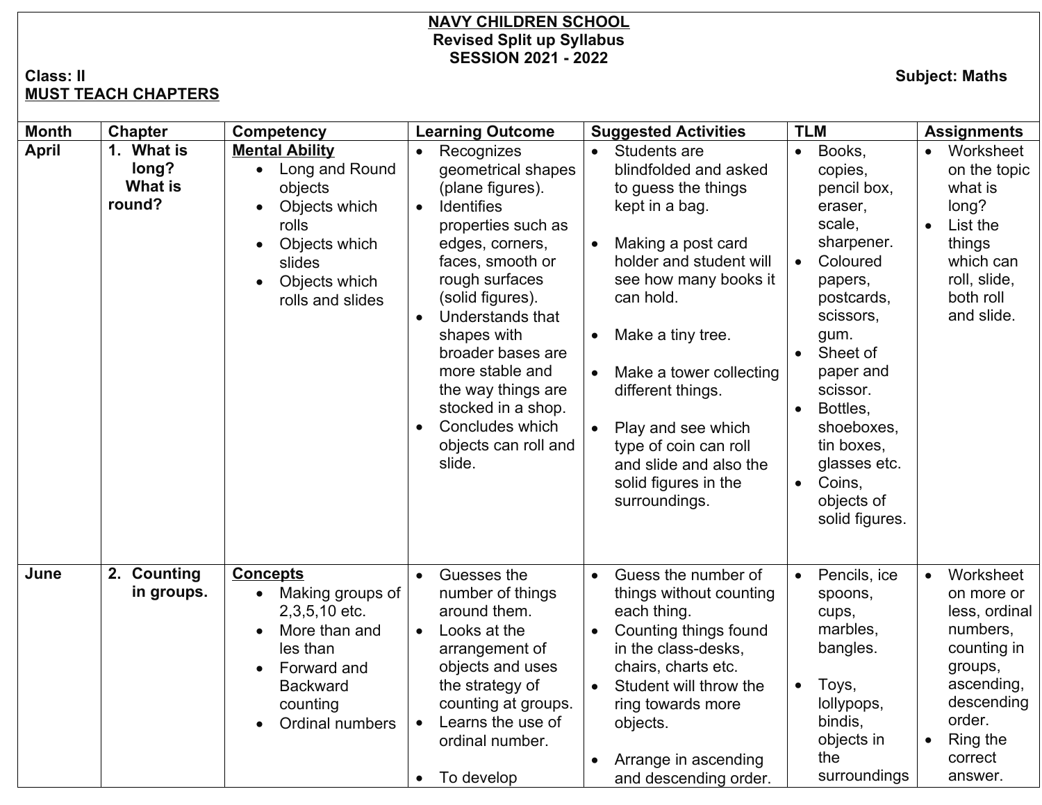**NAVY CHILDREN SCHOOL**
**Revised Split up Syllabus**
**SESSION 2021 - 2022**

**Class: II** **Subject: Maths**

**MUST TEACH CHAPTERS**

| Month | Chapter | Competency | Learning Outcome | Suggested Activities | TLM | Assignments |
|---|---|---|---|---|---|---|
| **April** | **1. What is long? What is round?** | **Mental Ability**<br>• Long and Round objects<br>• Objects which rolls<br>• Objects which slides<br>• Objects which rolls and slides | • Recognizes geometrical shapes (plane figures).<br>• Identifies properties such as edges, corners, faces, smooth or rough surfaces (solid figures).<br>• Understands that shapes with broader bases are more stable and the way things are stocked in a shop.<br>• Concludes which objects can roll and slide. | • Students are blindfolded and asked to guess the things kept in a bag.<br>• Making a post card holder and student will see how many books it can hold.<br>• Make a tiny tree.<br>• Make a tower collecting different things.<br>• Play and see which type of coin can roll and slide and also the solid figures in the surroundings. | • Books, copies, pencil box, eraser, scale, sharpener.<br>• Coloured papers, postcards, scissors, gum.<br>• Sheet of paper and scissor.<br>• Bottles, shoeboxes, tin boxes, glasses etc.<br>• Coins, objects of solid figures. | • Worksheet on the topic what is long?<br>• List the things which can roll, slide, both roll and slide. |
| **June** | **2. Counting in groups.** | **Concepts**<br>• Making groups of 2,3,5,10 etc.<br>• More than and les than<br>• Forward and Backward counting<br>• Ordinal numbers | • Guesses the number of things around them.<br>• Looks at the arrangement of objects and uses the strategy of counting at groups.<br>• Learns the use of ordinal number.<br>• To develop | • Guess the number of things without counting each thing.<br>• Counting things found in the class-desks, chairs, charts etc.<br>• Student will throw the ring towards more objects.<br>• Arrange in ascending and descending order. | • Pencils, ice spoons, cups, marbles, bangles.<br>• Toys, lollypops, bindis, objects in the surroundings | • Worksheet on more or less, ordinal numbers, counting in groups, ascending, descending order.<br>• Ring the correct answer. |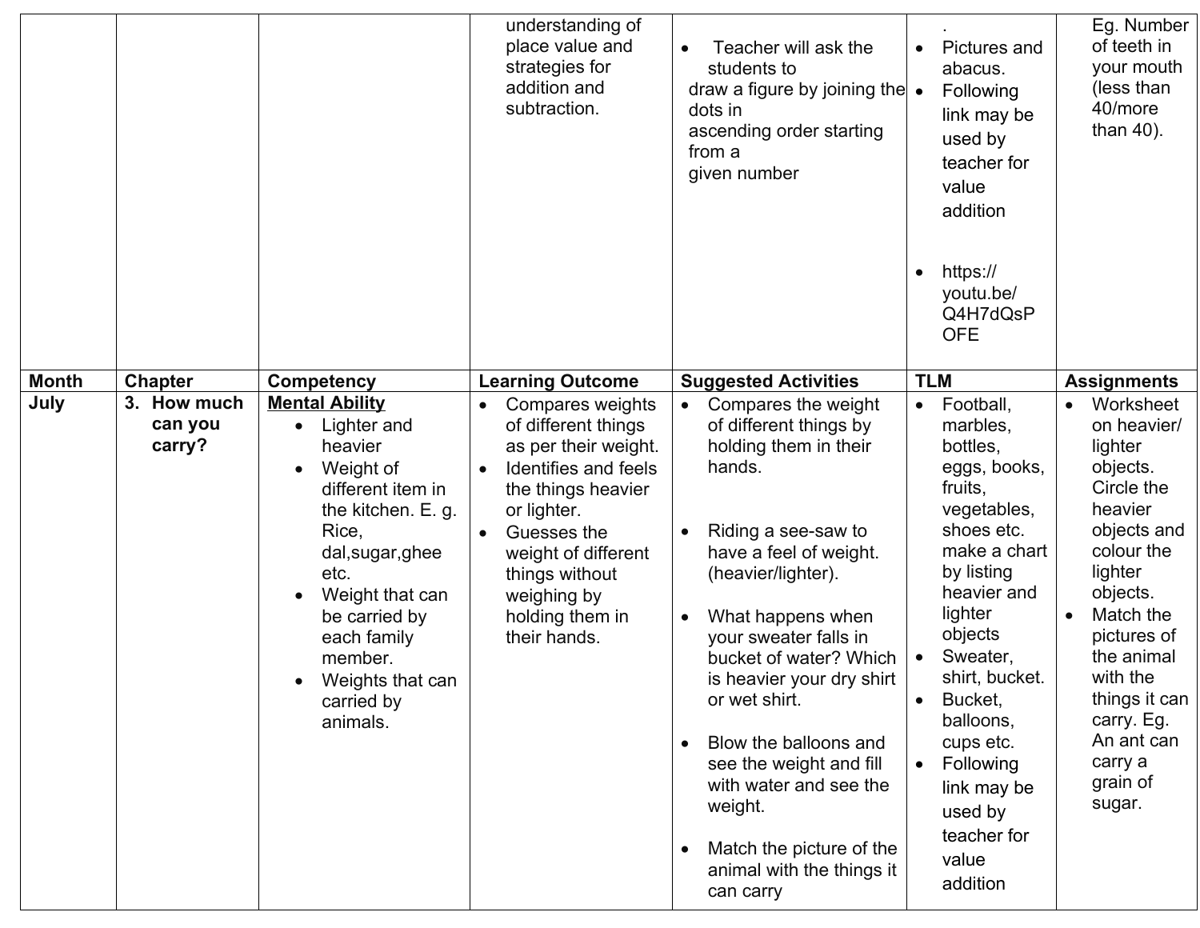| | | | understanding of place value and strategies for addition and subtraction. | • Teacher will ask the students to draw a figure by joining the dots in ascending order starting from a given number | . • Pictures and abacus. • Following link may be used by teacher for value addition • https://youtu.be/Q4H7dQsPOFE | Eg. Number of teeth in your mouth (less than 40/more than 40). |
|---|---|---|---|---|---|---|
| **Month** | **Chapter** | **Competency** | **Learning Outcome** | **Suggested Activities** | **TLM** | **Assignments** |
| **July** | **3. How much can you carry?** | **<u>Mental Ability</u>** • Lighter and heavier • Weight of different item in the kitchen. E. g. Rice, dal,sugar,ghee etc. • Weight that can be carried by each family member. • Weights that can carried by animals. | • Compares weights of different things as per their weight. • Identifies and feels the things heavier or lighter. • Guesses the weight of different things without weighing by holding them in their hands. | • Compares the weight of different things by holding them in their hands. • Riding a see-saw to have a feel of weight. (heavier/lighter). • What happens when your sweater falls in bucket of water? Which is heavier your dry shirt or wet shirt. • Blow the balloons and see the weight and fill with water and see the weight. • Match the picture of the animal with the things it can carry | • Football, marbles, bottles, eggs, books, fruits, vegetables, shoes etc. make a chart by listing heavier and lighter objects • Sweater, shirt, bucket. • Bucket, balloons, cups etc. • Following link may be used by teacher for value addition | • Worksheet on heavier/ lighter objects. Circle the heavier objects and colour the lighter objects. • Match the pictures of the animal with the things it can carry. Eg. An ant can carry a grain of sugar. |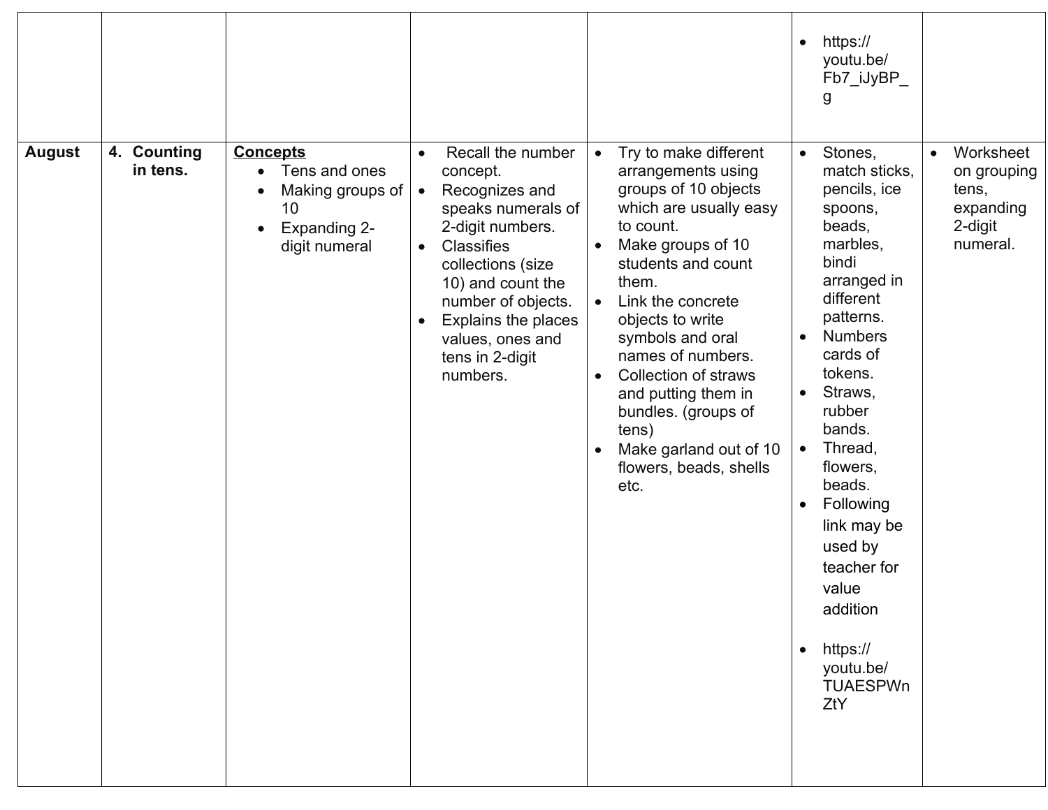| | | | | | | |
|---|---|---|---|---|---|---|
| | | | | | • https://youtu.be/Fb7_iJyBP_g | |
| **August** | **4. Counting in tens.** | **Concepts**<br>• Tens and ones<br>• Making groups of 10<br>• Expanding 2-digit numeral | • Recall the number concept.<br>• Recognizes and speaks numerals of 2-digit numbers.<br>• Classifies collections (size 10) and count the number of objects.<br>• Explains the places values, ones and tens in 2-digit numbers. | • Try to make different arrangements using groups of 10 objects which are usually easy to count.<br>• Make groups of 10 students and count them.<br>• Link the concrete objects to write symbols and oral names of numbers.<br>• Collection of straws and putting them in bundles. (groups of tens)<br>• Make garland out of 10 flowers, beads, shells etc. | • Stones, match sticks, pencils, ice spoons, beads, marbles, bindi arranged in different patterns.<br>• Numbers cards of tokens.<br>• Straws, rubber bands.<br>• Thread, flowers, beads.<br>• Following link may be used by teacher for value addition<br>• https://youtu.be/TUAESPWnZtY | • Worksheet on grouping tens, expanding 2-digit numeral. |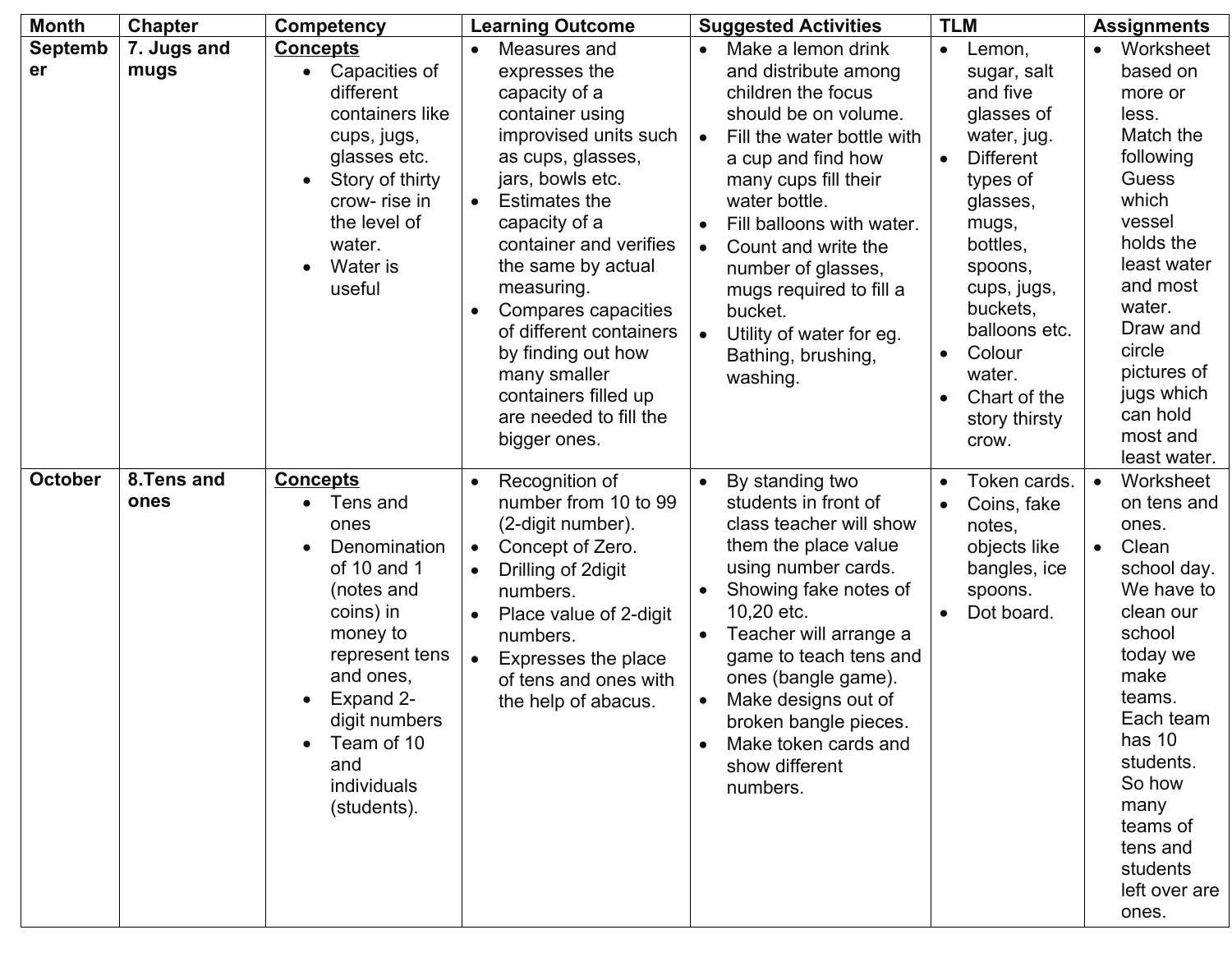| Month | Chapter | Competency | Learning Outcome | Suggested Activities | TLM | Assignments |
|---|---|---|---|---|---|---|
| September | 7. Jugs and mugs | **Concepts**<br>• Capacities of different containers like cups, jugs, glasses etc.<br>• Story of thirty crow- rise in the level of water.<br>• Water is useful | • Measures and expresses the capacity of a container using improvised units such as cups, glasses, jars, bowls etc.<br>• Estimates the capacity of a container and verifies the same by actual measuring.<br>• Compares capacities of different containers by finding out how many smaller containers filled up are needed to fill the bigger ones. | • Make a lemon drink and distribute among children the focus should be on volume.<br>• Fill the water bottle with a cup and find how many cups fill their water bottle.<br>• Fill balloons with water.<br>• Count and write the number of glasses, mugs required to fill a bucket.<br>• Utility of water for eg. Bathing, brushing, washing. | • Lemon, sugar, salt and five glasses of water, jug.<br>• Different types of glasses, mugs, bottles, spoons, cups, jugs, buckets, balloons etc.<br>• Colour water.<br>• Chart of the story thirsty crow. | • Worksheet based on more or less. Match the following Guess which vessel holds the least water and most water. Draw and circle pictures of jugs which can hold most and least water. |
| October | 8.Tens and ones | **Concepts**<br>• Tens and ones<br>• Denomination of 10 and 1 (notes and coins) in money to represent tens and ones,<br>• Expand 2-digit numbers<br>• Team of 10 and individuals (students). | • Recognition of number from 10 to 99 (2-digit number).<br>• Concept of Zero.<br>• Drilling of 2digit numbers.<br>• Place value of 2-digit numbers.<br>• Expresses the place of tens and ones with the help of abacus. | • By standing two students in front of class teacher will show them the place value using number cards.<br>• Showing fake notes of 10,20 etc.<br>• Teacher will arrange a game to teach tens and ones (bangle game).<br>• Make designs out of broken bangle pieces.<br>• Make token cards and show different numbers. | • Token cards.<br>• Coins, fake notes, objects like bangles, ice spoons.<br>• Dot board. | • Worksheet on tens and ones.<br>• Clean school day. We have to clean our school today we make teams. Each team has 10 students. So how many teams of tens and students left over are ones. |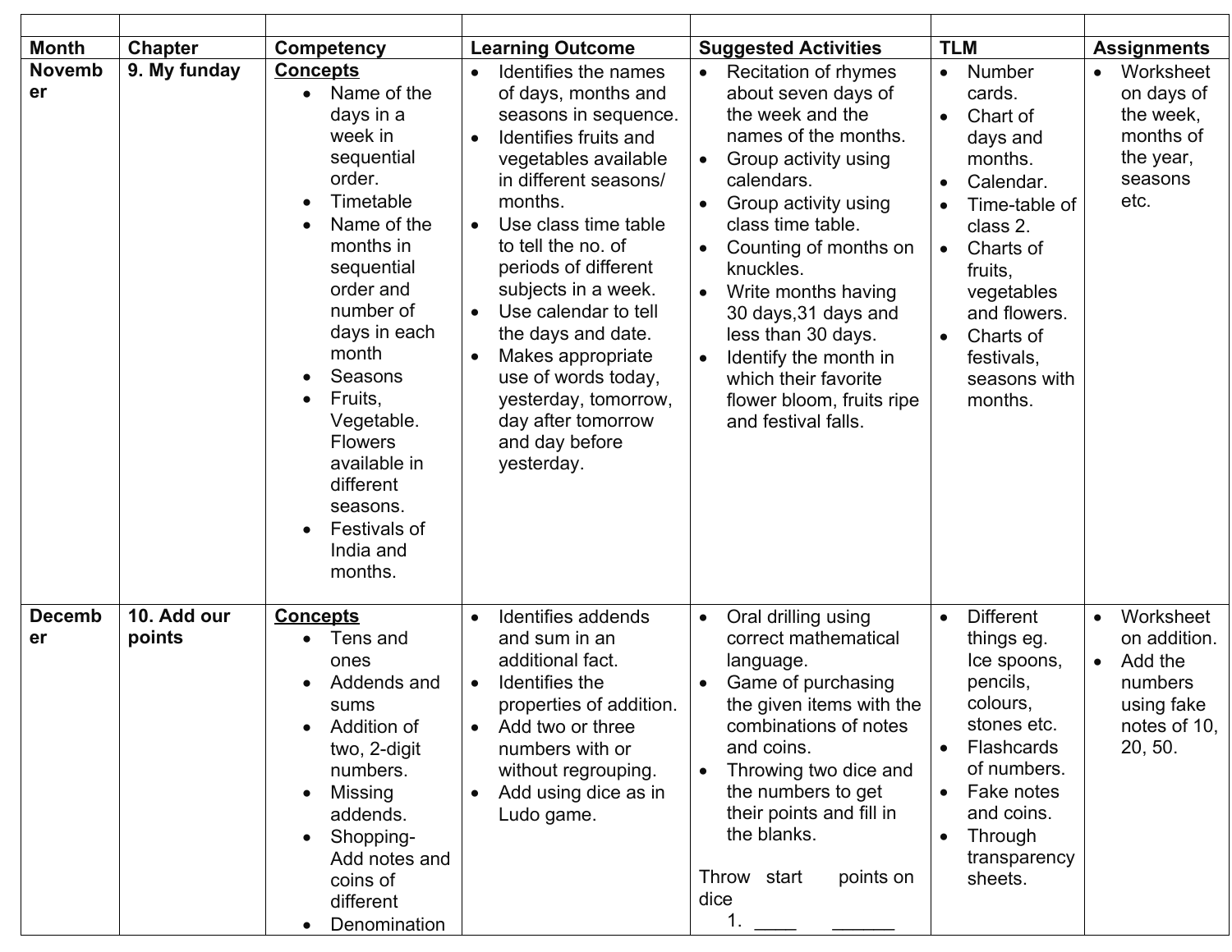| | | | | | | |
|---|---|---|---|---|---|---|
| **Month** | **Chapter** | **Competency** | **Learning Outcome** | **Suggested Activities** | **TLM** | **Assignments** |
| **November** | **9. My funday** | **Concepts**<br>• Name of the days in a week in sequential order.<br>• Timetable<br>• Name of the months in sequential order and number of days in each month<br>• Seasons<br>• Fruits, Vegetable. Flowers available in different seasons.<br>• Festivals of India and months. | • Identifies the names of days, months and seasons in sequence.<br>• Identifies fruits and vegetables available in different seasons/ months.<br>• Use class time table to tell the no. of periods of different subjects in a week.<br>• Use calendar to tell the days and date.<br>• Makes appropriate use of words today, yesterday, tomorrow, day after tomorrow and day before yesterday. | • Recitation of rhymes about seven days of the week and the names of the months.<br>• Group activity using calendars.<br>• Group activity using class time table.<br>• Counting of months on knuckles.<br>• Write months having 30 days,31 days and less than 30 days.<br>• Identify the month in which their favorite flower bloom, fruits ripe and festival falls. | • Number cards.<br>• Chart of days and months.<br>• Calendar.<br>• Time-table of class 2.<br>• Charts of fruits, vegetables and flowers.<br>• Charts of festivals, seasons with months. | • Worksheet on days of the week, months of the year, seasons etc. |
| **December** | **10. Add our points** | **Concepts**<br>• Tens and ones<br>• Addends and sums<br>• Addition of two, 2-digit numbers.<br>• Missing addends.<br>• Shopping- Add notes and coins of different<br>• Denomination | • Identifies addends and sum in an additional fact.<br>• Identifies the properties of addition.<br>• Add two or three numbers with or without regrouping.<br>• Add using dice as in Ludo game. | • Oral drilling using correct mathematical language.<br>• Game of purchasing the given items with the combinations of notes and coins.<br>• Throwing two dice and the numbers to get their points and fill in the blanks.<br><br>Throw start points on dice<br>1. ____ ______ | • Different things eg. Ice spoons, pencils, colours, stones etc.<br>• Flashcards of numbers.<br>• Fake notes and coins.<br>• Through transparency sheets. | • Worksheet on addition.<br>• Add the numbers using fake notes of 10, 20, 50. |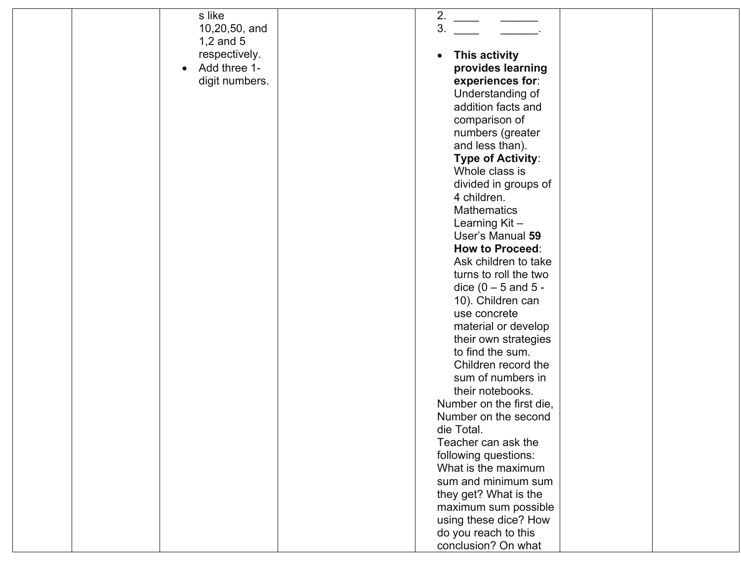| | | | | | | |
|---|---|---|---|---|---|---|
| | | s like 10,20,50, and 1,2 and 5 respectively.<br>• Add three 1-digit numbers. | | 2. ____ ______<br>3. ____ ______.<br><br>• **This activity provides learning experiences for**: Understanding of addition facts and comparison of numbers (greater and less than). **Type of Activity**: Whole class is divided in groups of 4 children. Mathematics Learning Kit – User's Manual **59** **How to Proceed**: Ask children to take turns to roll the two dice (0 – 5 and 5 - 10). Children can use concrete material or develop their own strategies to find the sum. Children record the sum of numbers in their notebooks.<br>Number on the first die, Number on the second die Total.<br>Teacher can ask the following questions: What is the maximum sum and minimum sum they get? What is the maximum sum possible using these dice? How do you reach to this conclusion? On what | | |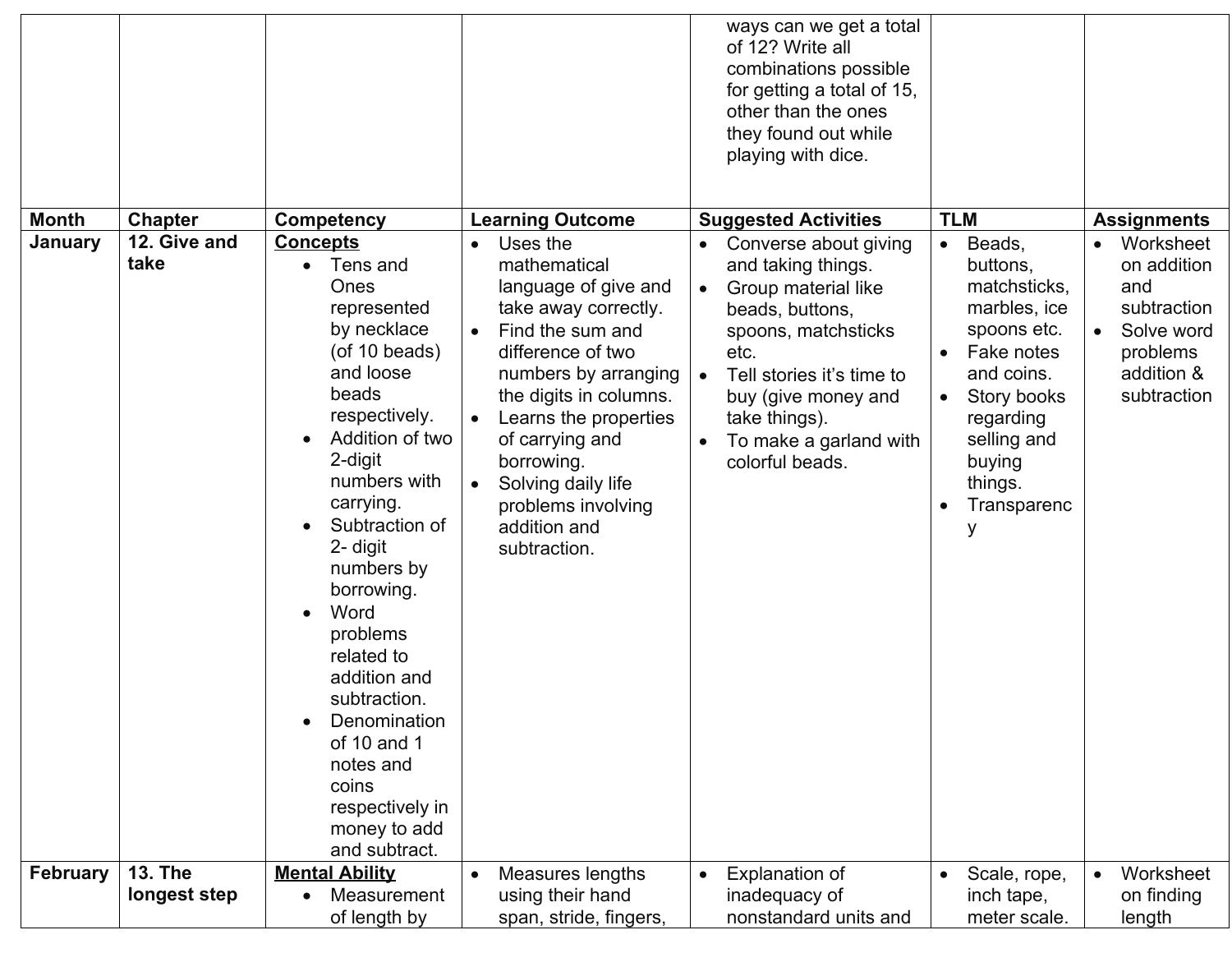| | | | | ways can we get a total of 12? Write all combinations possible for getting a total of 15, other than the ones they found out while playing with dice. | | |
|---|---|---|---|---|---|---|
| **Month** | **Chapter** | **Competency** | **Learning Outcome** | **Suggested Activities** | **TLM** | **Assignments** |
| **January** | **12. Give and take** | **Concepts**<br>• Tens and Ones represented by necklace (of 10 beads) and loose beads respectively.<br>• Addition of two 2-digit numbers with carrying.<br>• Subtraction of 2- digit numbers by borrowing.<br>• Word problems related to addition and subtraction.<br>• Denomination of 10 and 1 notes and coins respectively in money to add and subtract. | • Uses the mathematical language of give and take away correctly.<br>• Find the sum and difference of two numbers by arranging the digits in columns.<br>• Learns the properties of carrying and borrowing.<br>• Solving daily life problems involving addition and subtraction. | • Converse about giving and taking things.<br>• Group material like beads, buttons, spoons, matchsticks etc.<br>• Tell stories it's time to buy (give money and take things).<br>• To make a garland with colorful beads. | • Beads, buttons, matchsticks, marbles, ice spoons etc.<br>• Fake notes and coins.<br>• Story books regarding selling and buying things.<br>• Transparency | • Worksheet on addition and subtraction<br>• Solve word problems addition & subtraction |
| **February** | **13. The longest step** | **Mental Ability**<br>• Measurement of length by | • Measures lengths using their hand span, stride, fingers, | • Explanation of inadequacy of nonstandard units and | • Scale, rope, inch tape, meter scale. | • Worksheet on finding length |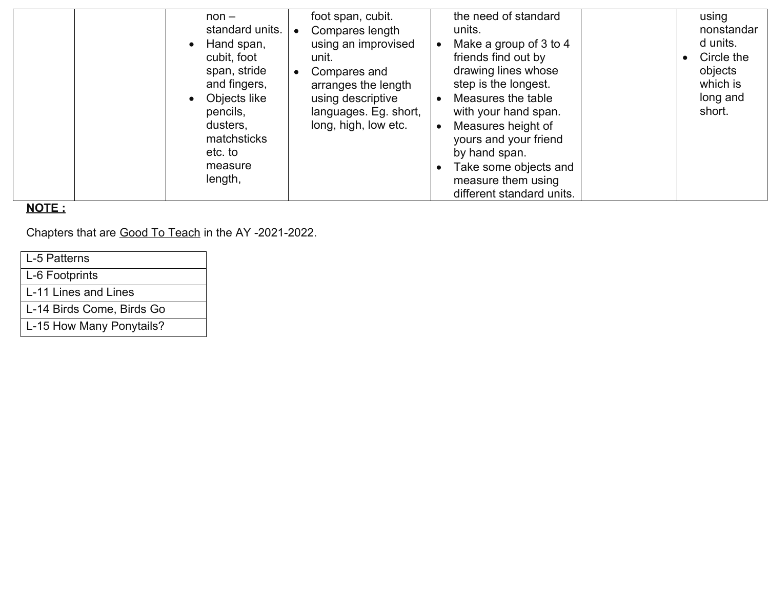| | | | | | | |
|---|---|---|---|---|---|---|
| | | non – standard units.<br>• Hand span, cubit, foot span, stride and fingers,<br>• Objects like pencils, dusters, matchsticks etc. to measure length, | foot span, cubit.<br>• Compares length using an improvised unit.<br>• Compares and arranges the length using descriptive languages. Eg. short, long, high, low etc. | the need of standard units.<br>• Make a group of 3 to 4 friends find out by drawing lines whose step is the longest.<br>• Measures the table with your hand span.<br>• Measures height of yours and your friend by hand span.<br>• Take some objects and measure them using different standard units. | | using nonstandard units.<br>• Circle the objects which is long and short. |

**NOTE :**

Chapters that are Good To Teach in the AY -2021-2022.

| |
|---|
| L-5 Patterns |
| L-6 Footprints |
| L-11 Lines and Lines |
| L-14 Birds Come, Birds Go |
| L-15 How Many Ponytails? |